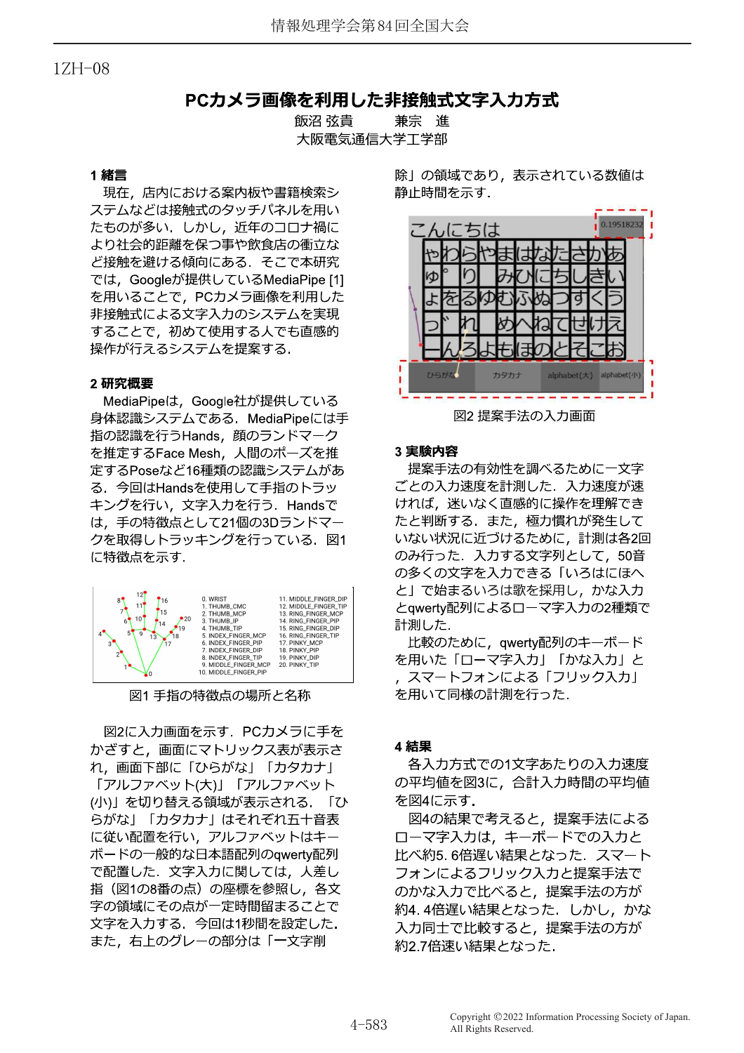1ZH-08

# PCカメラ画像を利用した非接触式文字入力方式

飯沼 弦貴　　兼宗　進

大阪電気通信大学工学部

## 1 緒言

現在，店内における案内板や書籍検索システムなどは接触式のタッチパネルを用いたものが多い．しかし，近年のコロナ禍により社会的距離を保つ事や飲食店の衝立など接触を避ける傾向にある．そこで本研究では，Googleが提供しているMediaPipe [1]を用いることで，PCカメラ画像を利用した非接触式による文字入力のシステムを実現することで，初めて使用する人でも直感的操作が行えるシステムを提案する．

## 2 研究概要

MediaPipeは，Google社が提供している身体認識システムである．MediaPipeには手指の認識を行うHands，顔のランドマークを推定するFace Mesh，人間のポーズを推定するPoseなど16種類の認識システムがある．今回はHandsを使用して手指のトラッキングを行い，文字入力を行う．Handsでは，手の特徴点として21個の3Dランドマークを取得しトラッキングを行っている．図1に特徴点を示す．

0. WRIST
1. THUMB_CMC
2. THUMB_MCP
3. THUMB_IP
4. THUMB_TIP
5. INDEX_FINGER_MCP
6. INDEX_FINGER_PIP
7. INDEX_FINGER_DIP
8. INDEX_FINGER_TIP
9. MIDDLE_FINGER_MCP
10. MIDDLE_FINGER_PIP
11. MIDDLE_FINGER_DIP
12. MIDDLE_FINGER_TIP
13. RING_FINGER_MCP
14. RING_FINGER_PIP
15. RING_FINGER_DIP
16. RING_FINGER_TIP
17. PINKY_MCP
18. PINKY_PIP
19. PINKY_DIP
20. PINKY_TIP

図1 手指の特徴点の場所と名称

図2に入力画面を示す．PCカメラに手をかざすと，画面にマトリックス表が表示され，画面下部に「ひらがな」「カタカナ」「アルファベット(大)」「アルファベット(小)」を切り替える領域が表示される．「ひらがな」「カタカナ」はそれぞれ五十音表に従い配置を行い，アルファベットはキーボードの一般的な日本語配列のqwerty配列で配置した．文字入力に関しては，人差し指（図1の8番の点）の座標を参照し，各文字の領域にその点が一定時間留まることで文字を入力する．今回は1秒間を設定した．また，右上のグレーの部分は「一文字削除」の領域であり，表示されている数値は静止時間を示す．

図2 提案手法の入力画面

## 3 実験内容

提案手法の有効性を調べるために一文字ごとの入力速度を計測した．入力速度が速ければ，迷いなく直感的に操作を理解できたと判断する．また，極力慣れが発生していない状況に近づけるために，計測は各2回のみ行った．入力する文字列として，50音の多くの文字を入力できる「いろはにほへと」で始まるいろは歌を採用し，かな入力とqwerty配列によるローマ字入力の2種類で計測した．

比較のために，qwerty配列のキーボードを用いた「ローマ字入力」「かな入力」と，スマートフォンによる「フリック入力」を用いて同様の計測を行った．

## 4 結果

各入力方式での1文字あたりの入力速度の平均値を図3に，合計入力時間の平均値を図4に示す．

図4の結果で考えると，提案手法によるローマ字入力は，キーボードでの入力と比べ約5. 6倍遅い結果となった．スマートフォンによるフリック入力と提案手法でのかな入力で比べると，提案手法の方が約4. 4倍遅い結果となった．しかし，かな入力同士で比較すると，提案手法の方が約2.7倍速い結果となった．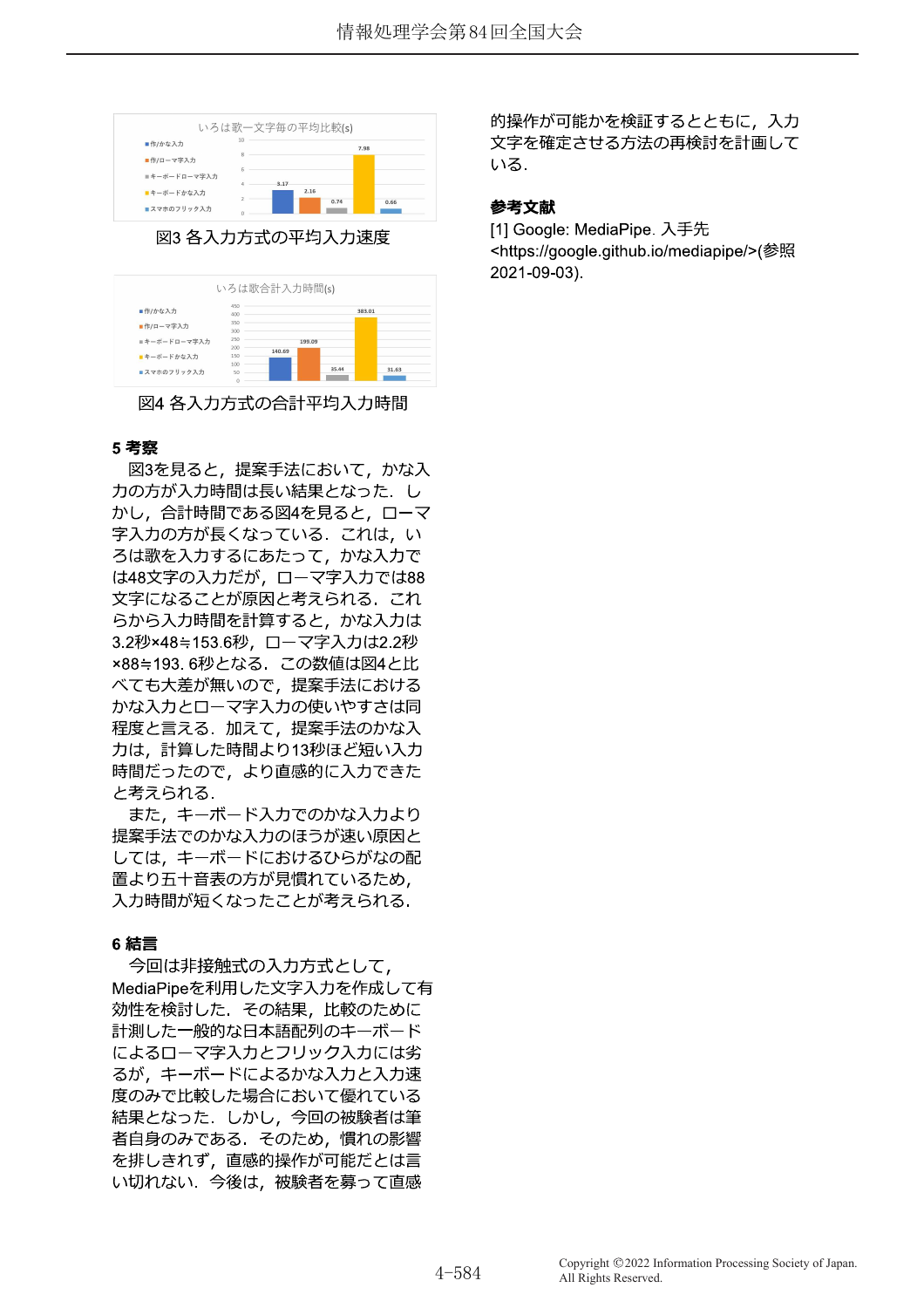いろは歌一文字毎の平均比較(s)

■作/かな入力
■作/ローマ字入力
■キーボードローマ字入力
■キーボードかな入力
■スマホのフリック入力

10
8
6
4
2
0

5.17
2.16
0.74
7.98
0.66

図3 各入力方式の平均入力速度

いろは歌合計入力時間(s)

■作/かな入力
■作/ローマ字入力
■キーボードローマ字入力
■キーボードかな入力
■スマホのフリック入力

450
400
350
300
250
200
150
100
50
0

140.69
199.09
35.44
383.01
31.63

図4 各入力方式の合計平均入力時間

## 5 考察

図3を見ると，提案手法において，かな入力の方が入力時間は長い結果となった．しかし，合計時間である図4を見ると，ローマ字入力の方が長くなっている．これは，いろは歌を入力するにあたって，かな入力では48文字の入力だが，ローマ字入力では88文字になることが原因と考えられる．これらから入力時間を計算すると，かな入力は3.2秒×48≒153.6秒，ローマ字入力は2.2秒×88≒193. 6秒となる．この数値は図4と比べても大差が無いので，提案手法におけるかな入力とローマ字入力の使いやすさは同程度と言える．加えて，提案手法のかな入力は，計算した時間より13秒ほど短い入力時間だったので，より直感的に入力できたと考えられる．

また，キーボード入力でのかな入力より提案手法でのかな入力のほうが速い原因としては，キーボードにおけるひらがなの配置より五十音表の方が見慣れているため，入力時間が短くなったことが考えられる．

## 6 結言

今回は非接触式の入力方式として，MediaPipeを利用した文字入力を作成して有効性を検討した．その結果，比較のために計測した一般的な日本語配列のキーボードによるローマ字入力とフリック入力には劣るが，キーボードによるかな入力と入力速度のみで比較した場合において優れている結果となった．しかし，今回の被験者は筆者自身のみである．そのため，慣れの影響を排しきれず，直感的操作が可能だとは言い切れない．今後は，被験者を募って直感的操作が可能かを検証するとともに，入力文字を確定させる方法の再検討を計画している．

## 参考文献

[1] Google: MediaPipe. 入手先 <https://google.github.io/mediapipe/>(参照 2021-09-03).